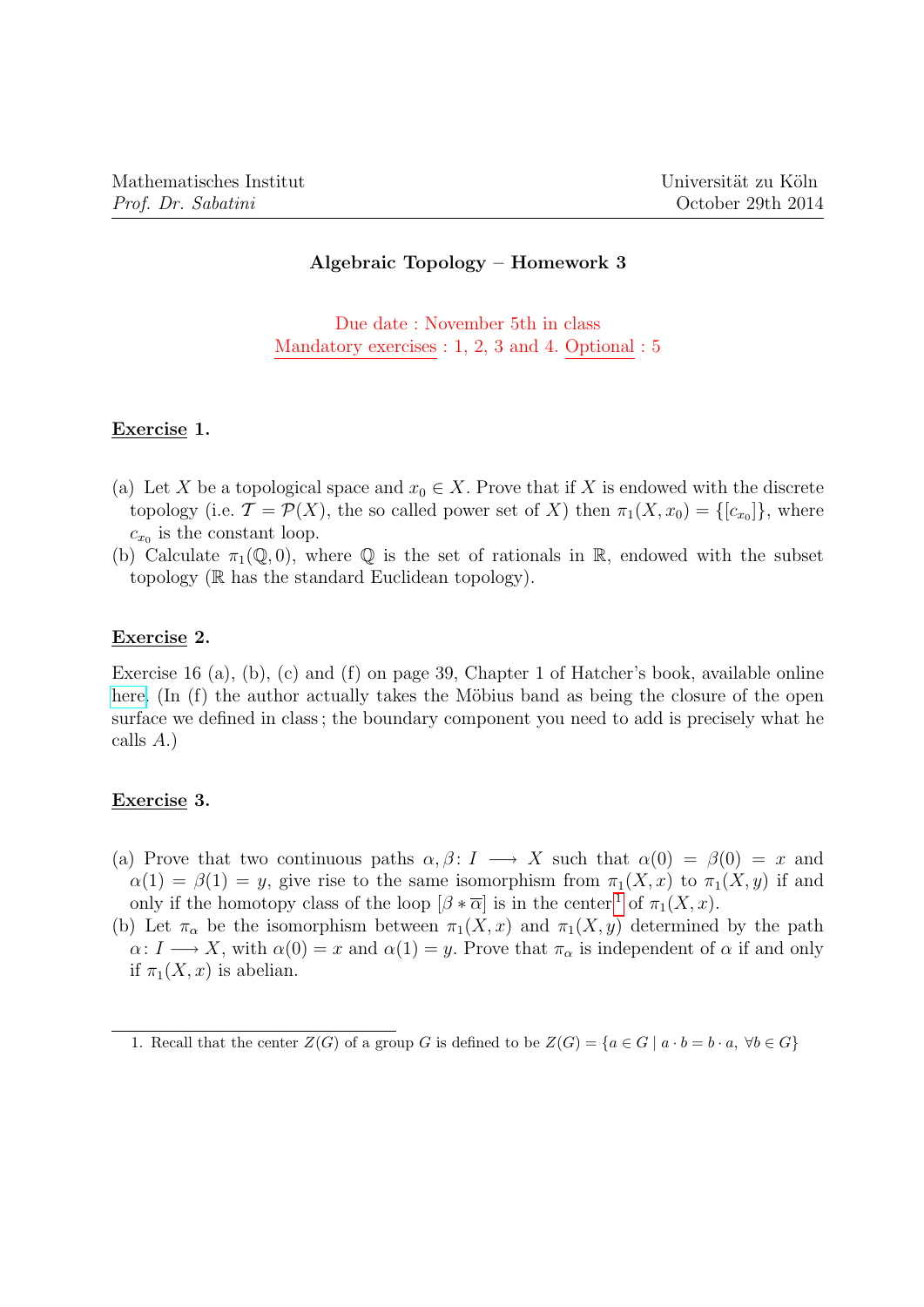Mathematisches Institut  
*Prof. Dr. Sabatini*

Universität zu Köln  
October 29th 2014

## Algebraic Topology – Homework 3

Due date : November 5th in class  
Mandatory exercises : 1, 2, 3 and 4. Optional : 5

**Exercise 1.**

(a) Let $X$ be a topological space and $x_0 \in X$. Prove that if $X$ is endowed with the discrete topology (i.e. $\mathcal{T} = \mathcal{P}(X)$, the so called power set of $X$) then $\pi_1(X, x_0) = \{[c_{x_0}]\}$, where $c_{x_0}$ is the constant loop.

(b) Calculate $\pi_1(\mathbb{Q}, 0)$, where $\mathbb{Q}$ is the set of rationals in $\mathbb{R}$, endowed with the subset topology ($\mathbb{R}$ has the standard Euclidean topology).

**Exercise 2.**

Exercise 16 (a), (b), (c) and (f) on page 39, Chapter 1 of Hatcher's book, available online here. (In (f) the author actually takes the Möbius band as being the closure of the open surface we defined in class ; the boundary component you need to add is precisely what he calls $A$.)

**Exercise 3.**

(a) Prove that two continuous paths $\alpha, \beta \colon I \longrightarrow X$ such that $\alpha(0) = \beta(0) = x$ and $\alpha(1) = \beta(1) = y$, give rise to the same isomorphism from $\pi_1(X, x)$ to $\pi_1(X, y)$ if and only if the homotopy class of the loop $[\beta * \overline{\alpha}]$ is in the center[1] of $\pi_1(X, x)$.

(b) Let $\pi_\alpha$ be the isomorphism between $\pi_1(X, x)$ and $\pi_1(X, y)$ determined by the path $\alpha \colon I \longrightarrow X$, with $\alpha(0) = x$ and $\alpha(1) = y$. Prove that $\pi_\alpha$ is independent of $\alpha$ if and only if $\pi_1(X, x)$ is abelian.

---

1. Recall that the center $Z(G)$ of a group $G$ is defined to be $Z(G) = \{a \in G \mid a \cdot b = b \cdot a, \ \forall b \in G\}$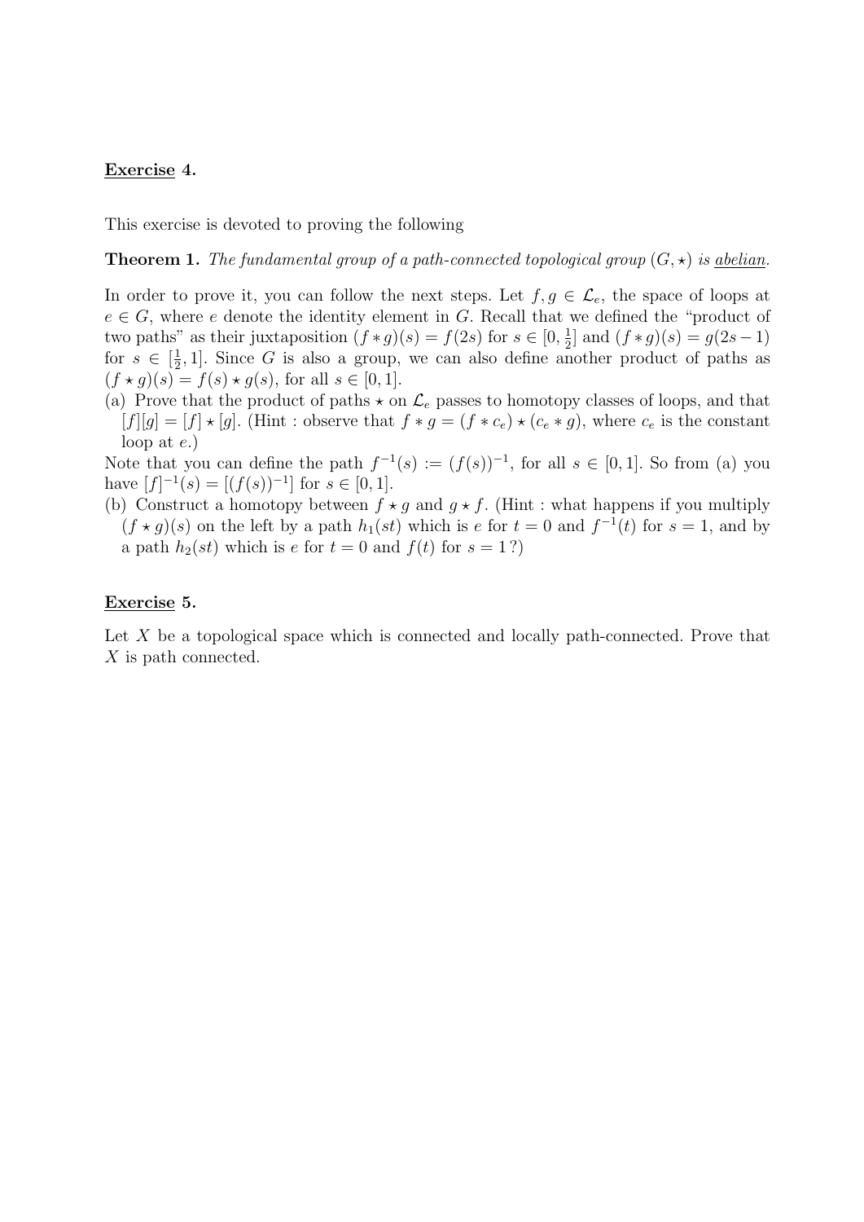**<u>Exercise</u> 4.**

This exercise is devoted to proving the following

**Theorem 1.** *The fundamental group of a path-connected topological group $(G, \star)$ is <u>abelian</u>.*

In order to prove it, you can follow the next steps. Let $f, g \in \mathcal{L}_e$, the space of loops at $e \in G$, where $e$ denote the identity element in $G$. Recall that we defined the "product of two paths" as their juxtaposition $(f * g)(s) = f(2s)$ for $s \in [0, \frac{1}{2}]$ and $(f * g)(s) = g(2s - 1)$ for $s \in [\frac{1}{2}, 1]$. Since $G$ is also a group, we can also define another product of paths as $(f \star g)(s) = f(s) \star g(s)$, for all $s \in [0, 1]$.

(a) Prove that the product of paths $\star$ on $\mathcal{L}_e$ passes to homotopy classes of loops, and that $[f][g] = [f] \star [g]$. (Hint : observe that $f * g = (f * c_e) \star (c_e * g)$, where $c_e$ is the constant loop at $e$.)

Note that you can define the path $f^{-1}(s) := (f(s))^{-1}$, for all $s \in [0, 1]$. So from (a) you have $[f]^{-1}(s) = [(f(s))^{-1}]$ for $s \in [0, 1]$.

(b) Construct a homotopy between $f \star g$ and $g \star f$. (Hint : what happens if you multiply $(f \star g)(s)$ on the left by a path $h_1(st)$ which is $e$ for $t = 0$ and $f^{-1}(t)$ for $s = 1$, and by a path $h_2(st)$ which is $e$ for $t = 0$ and $f(t)$ for $s = 1$ ?)

**<u>Exercise</u> 5.**

Let $X$ be a topological space which is connected and locally path-connected. Prove that $X$ is path connected.